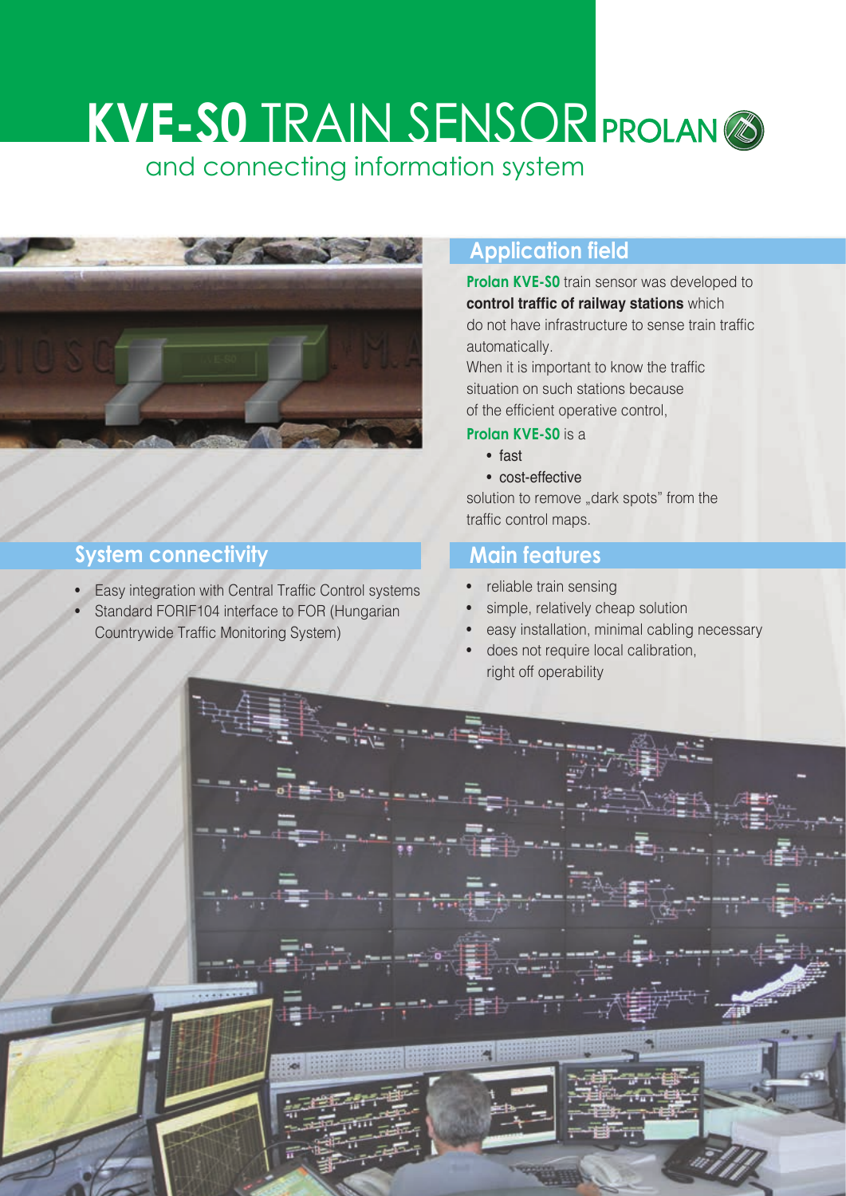# KVE-S0 TRAIN SENSOR

PROLAN

and connecting information system

## Application field

**Prolan KVE-S0** train sensor was developed to **control traffic of railway stations** which do not have infrastructure to sense train traffic automatically.
When it is important to know the traffic situation on such stations because of the efficient operative control,

**Prolan KVE-S0** is a

- fast
- cost-effective

solution to remove „dark spots" from the traffic control maps.

## System connectivity

- Easy integration with Central Traffic Control systems
- Standard FORIF104 interface to FOR (Hungarian Countrywide Traffic Monitoring System)

## Main features

- reliable train sensing
- simple, relatively cheap solution
- easy installation, minimal cabling necessary
- does not require local calibration, right off operability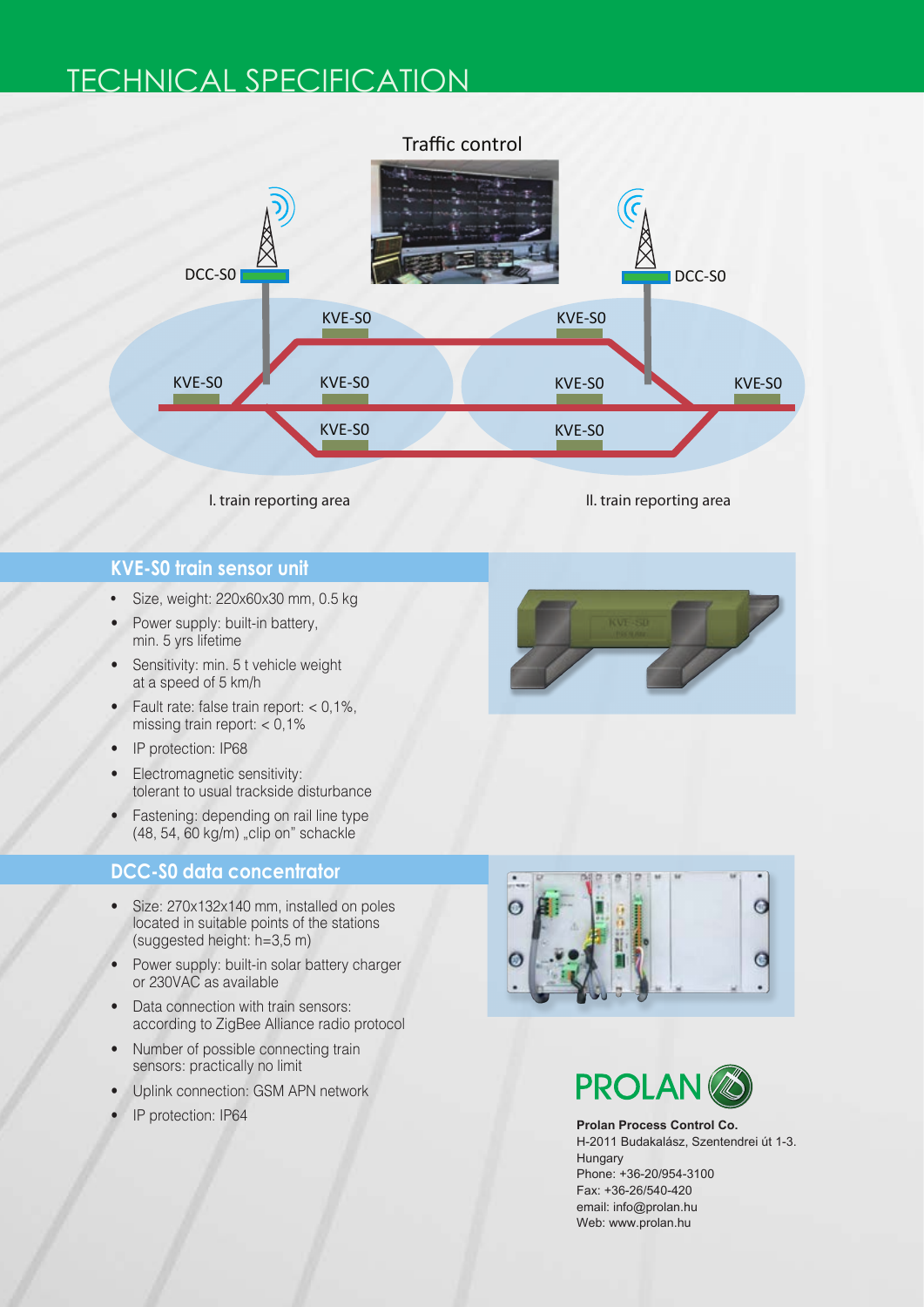# TECHNICAL SPECIFICATION

Traffic control

DCC-S0

DCC-S0

KVE-S0

KVE-S0

KVE-S0

KVE-S0

KVE-S0

KVE-S0

KVE-S0

KVE-S0

I. train reporting area

II. train reporting area

## KVE-S0 train sensor unit

- Size, weight: 220x60x30 mm, 0.5 kg
- Power supply: built-in battery, min. 5 yrs lifetime
- Sensitivity: min. 5 t vehicle weight at a speed of 5 km/h
- Fault rate: false train report: < 0,1%, missing train report: < 0,1%
- IP protection: IP68
- Electromagnetic sensitivity: tolerant to usual trackside disturbance
- Fastening: depending on rail line type (48, 54, 60 kg/m) „clip on" schackle

## DCC-S0 data concentrator

- Size: 270x132x140 mm, installed on poles located in suitable points of the stations (suggested height: h=3,5 m)
- Power supply: built-in solar battery charger or 230VAC as available
- Data connection with train sensors: according to ZigBee Alliance radio protocol
- Number of possible connecting train sensors: practically no limit
- Uplink connection: GSM APN network
- IP protection: IP64

PROLAN

**Prolan Process Control Co.**
H-2011 Budakalász, Szentendrei út 1-3.
Hungary
Phone: +36-20/954-3100
Fax: +36-26/540-420
email: info@prolan.hu
Web: www.prolan.hu